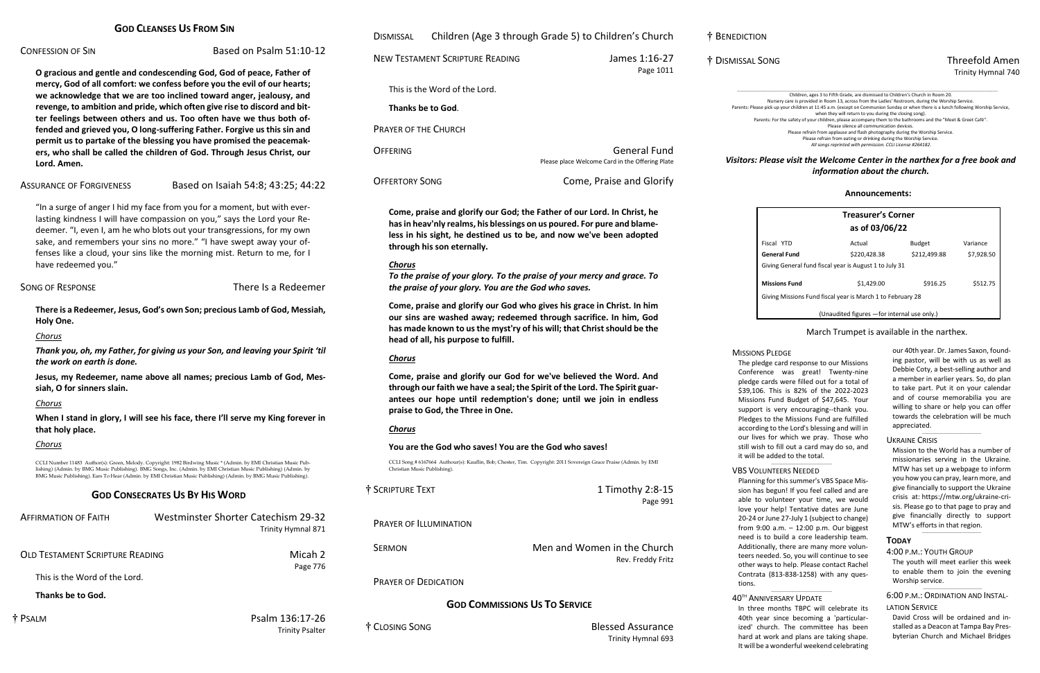## God Cleanses Us From Sin

Confession of Sin — Based on Psalm 51:10-12

**O gracious and gentle and condescending God, God of peace, Father of mercy, God of all comfort: we confess before you the evil of our hearts; we acknowledge that we are too inclined toward anger, jealousy, and revenge, to ambition and pride, which often give rise to discord and bitter feelings between others and us. Too often have we thus both offended and grieved you, O long-suffering Father. Forgive us this sin and permit us to partake of the blessing you have promised the peacemakers, who shall be called the children of God. Through Jesus Christ, our Lord. Amen.**

Assurance of Forgiveness — Based on Isaiah 54:8; 43:25; 44:22

"In a surge of anger I hid my face from you for a moment, but with everlasting kindness I will have compassion on you," says the Lord your Redeemer. "I, even I, am he who blots out your transgressions, for my own sake, and remembers your sins no more." "I have swept away your offenses like a cloud, your sins like the morning mist. Return to me, for I have redeemed you."

Song of Response — There Is a Redeemer

**There is a Redeemer, Jesus, God's own Son; precious Lamb of God, Messiah, Holy One.**

*Chorus*

***Thank you, oh, my Father, for giving us your Son, and leaving your Spirit 'til the work on earth is done.***

**Jesus, my Redeemer, name above all names; precious Lamb of God, Messiah, O for sinners slain.**

*Chorus*

**When I stand in glory, I will see his face, there I'll serve my King forever in that holy place.**

*Chorus*

CCLI Number 11483 Author(s): Green, Melody. Copyright: 1982 Birdwing Music * (Admin. by EMI Christian Music Publishing) (Admin. by BMG Music Publishing). BMG Songs, Inc. (Admin. by EMI Christian Music Publishing) (Admin. by BMG Music Publishing). Ears To Hear (Admin. by EMI Christian Music Publishing) (Admin. by BMG Music Publishing).

## God Consecrates Us By His Word

Affirmation of Faith — Westminster Shorter Catechism 29-32, Trinity Hymnal 871

Old Testament Scripture Reading — Micah 2, Page 776

This is the Word of the Lord.

**Thanks be to God.**

† Psalm — Psalm 136:17-26, Trinity Psalter

Dismissal — Children (Age 3 through Grade 5) to Children's Church

New Testament Scripture Reading — James 1:16-27, Page 1011

This is the Word of the Lord.

**Thanks be to God**.

Prayer of the Church

Offering — General Fund
Please place Welcome Card in the Offering Plate

Offertory Song — Come, Praise and Glorify

**Come, praise and glorify our God; the Father of our Lord. In Christ, he has in heav'nly realms, his blessings on us poured. For pure and blameless in his sight, he destined us to be, and now we've been adopted through his son eternally.**

***Chorus***

***To the praise of your glory. To the praise of your mercy and grace. To the praise of your glory. You are the God who saves.***

**Come, praise and glorify our God who gives his grace in Christ. In him our sins are washed away; redeemed through sacrifice. In him, God has made known to us the myst'ry of his will; that Christ should be the head of all, his purpose to fulfill.**

***Chorus***

**Come, praise and glorify our God for we've believed the Word. And through our faith we have a seal; the Spirit of the Lord. The Spirit guarantees our hope until redemption's done; until we join in endless praise to God, the Three in One.**

***Chorus***

**You are the God who saves! You are the God who saves!**

CCLI Song # 6167664 Authour(s): Kauflin, Bob; Chester, Tim. Copyright: 2011 Sovereign Grace Praise (Admin. by EMI Christian Music Publishing).

† Scripture Text — 1 Timothy 2:8-15, Page 991

Prayer of Illumination

Sermon — Men and Women in the Church, Rev. Freddy Fritz

Prayer of Dedication

## God Commissions Us To Service

† Closing Song — Blessed Assurance, Trinity Hymnal 693

† Benediction

† Dismissal Song — Threefold Amen, Trinity Hymnal 740

Children, ages 3 to Fifth Grade, are dismissed to Children's Church in Room 20.
Nursery care is provided in Room 13, across from the Ladies' Restroom, during the Worship Service.
Parents: Please pick up your children at 11:45 a.m. (except on Communion Sunday or when there is a lunch following Worship Service, when they will return to you during the closing song).
Parents: For the safety of your children, please accompany them to the bathrooms and the "Meet & Greet Café".
Please silence all communication devices.
Please refrain from applause and flash photography during the Worship Service.
Please refrain from eating or drinking during the Worship Service.
*All songs reprinted with permission. CCLI License #264182.*

***Visitors: Please visit the Welcome Center in the narthex for a free book and information about the church.***

### Announcements:

**Treasurer's Corner — as of 03/06/22**

| Fiscal YTD | Actual | Budget | Variance |
|---|---|---|---|
| **General Fund** | $220,428.38 | $212,499.88 | $7,928.50 |
| Giving General fund fiscal year is August 1 to July 31 | | | |
| **Missions Fund** | $1,429.00 | $916.25 | $512.75 |
| Giving Missions Fund fiscal year is March 1 to February 28 | | | |

(Unaudited figures —for internal use only.)

March Trumpet is available in the narthex.

**Missions Pledge**

The pledge card response to our Missions Conference was great! Twenty-nine pledge cards were filled out for a total of $39,106. This is 82% of the 2022-2023 Missions Fund Budget of $47,645. Your support is very encouraging--thank you. Pledges to the Missions Fund are fulfilled according to the Lord's blessing and will in our lives for which we pray. Those who still wish to fill out a card may do so, and it will be added to the total.

**VBS Volunteers Needed**

Planning for this summer's VBS Space Mission has begun! If you feel called and are able to volunteer your time, we would love your help! Tentative dates are June 20-24 or June 27-July 1 (subject to change) from 9:00 a.m. – 12:00 p.m. Our biggest need is to build a core leadership team. Additionally, there are many more volunteers needed. So, you will continue to see other ways to help. Please contact Rachel Contrata (813-838-1258) with any questions.

**40th Anniversary Update**

In three months TBPC will celebrate its 40th year since becoming a 'particularized' church. The committee has been hard at work and plans are taking shape. It will be a wonderful weekend celebrating our 40th year. Dr. James Saxon, founding pastor, will be with us as well as Debbie Coty, a best-selling author and a member in earlier years. So, do plan to take part. Put it on your calendar and of course memorabilia you are willing to share or help you can offer towards the celebration will be much appreciated.

**Ukraine Crisis**

Mission to the World has a number of missionaries serving in the Ukraine. MTW has set up a webpage to inform you how you can pray, learn more, and give financially to support the Ukraine crisis at: https://mtw.org/ukraine-crisis. Please go to that page to pray and give financially directly to support MTW's efforts in that region.

### Today

**4:00 p.m.: Youth Group**

The youth will meet earlier this week to enable them to join the evening Worship service.

**6:00 p.m.: Ordination and Installation Service**

David Cross will be ordained and installed as a Deacon at Tampa Bay Presbyterian Church and Michael Bridges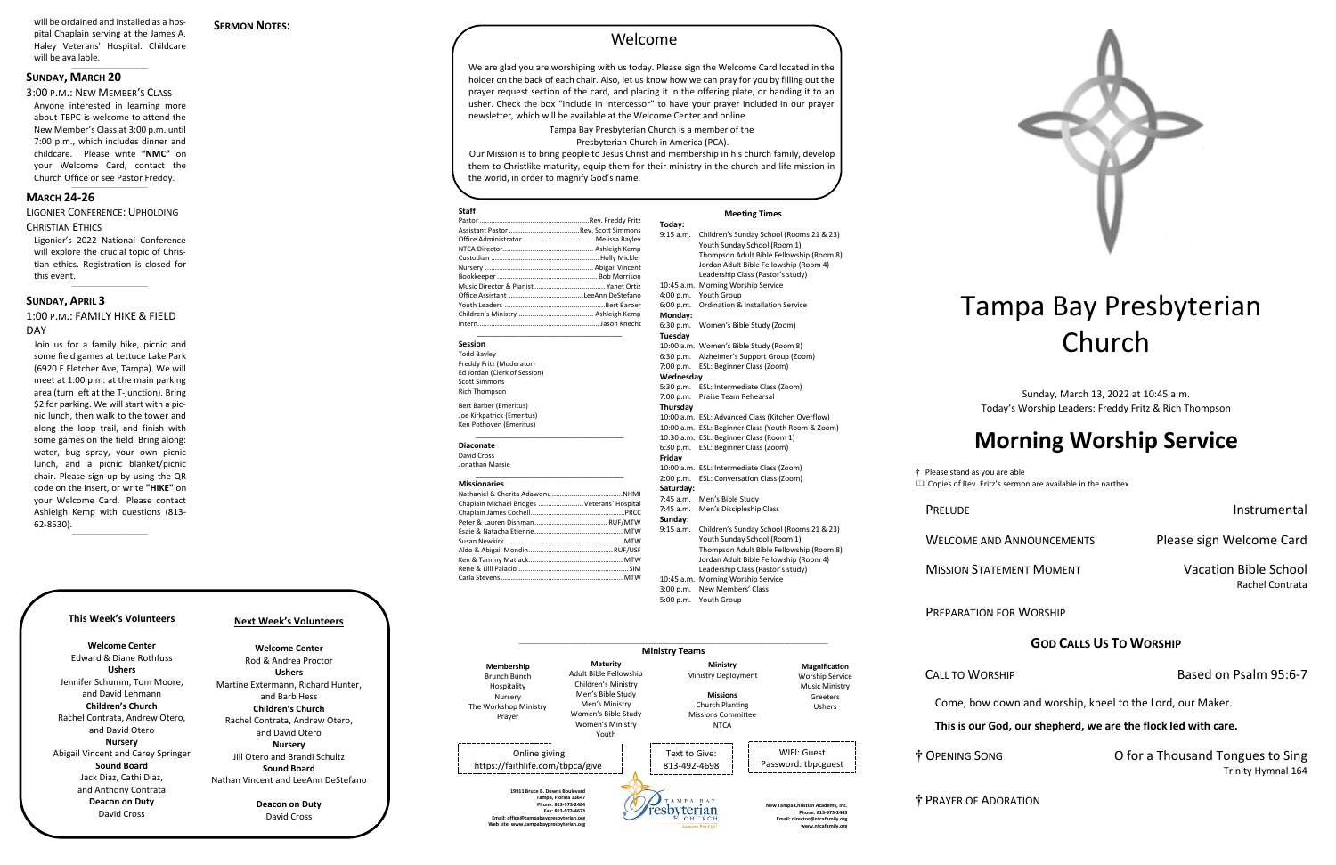will be ordained and installed as a hospital Chaplain serving at the James A. Haley Veterans' Hospital. Childcare will be available.

### SUNDAY, MARCH 20

3:00 P.M.: NEW MEMBER'S CLASS

Anyone interested in learning more about TBPC is welcome to attend the New Member's Class at 3:00 p.m. until 7:00 p.m., which includes dinner and childcare. Please write **"NMC"** on your Welcome Card, contact the Church Office or see Pastor Freddy.

### MARCH 24-26

LIGONIER CONFERENCE: UPHOLDING CHRISTIAN ETHICS

Ligonier's 2022 National Conference will explore the crucial topic of Christian ethics. Registration is closed for this event.

### SUNDAY, APRIL 3

1:00 P.M.: FAMILY HIKE & FIELD DAY

Join us for a family hike, picnic and some field games at Lettuce Lake Park (6920 E Fletcher Ave, Tampa). We will meet at 1:00 p.m. at the main parking area (turn left at the T-junction). Bring $2 for parking. We will start with a picnic lunch, then walk to the tower and along the loop trail, and finish with some games on the field. Bring along: water, bug spray, your own picnic lunch, and a picnic blanket/picnic chair. Please sign-up by using the QR code on the insert, or write **"HIKE"** on your Welcome Card. Please contact Ashleigh Kemp with questions (813-62-8530).

**SERMON NOTES:**

### This Week's Volunteers

**Welcome Center**
Edward & Diane Rothfuss
**Ushers**
Jennifer Schumm, Tom Moore, and David Lehmann
**Children's Church**
Rachel Contrata, Andrew Otero, and David Otero
**Nursery**
Abigail Vincent and Carey Springer
**Sound Board**
Jack Diaz, Cathi Diaz, and Anthony Contrata
**Deacon on Duty**
David Cross

### Next Week's Volunteers

**Welcome Center**
Rod & Andrea Proctor
**Ushers**
Martine Extermann, Richard Hunter, and Barb Hess
**Children's Church**
Rachel Contrata, Andrew Otero, and David Otero
**Nursery**
Jill Otero and Brandi Schultz
**Sound Board**
Nathan Vincent and LeeAnn DeStefano
**Deacon on Duty**
David Cross

## Welcome

We are glad you are worshiping with us today. Please sign the Welcome Card located in the holder on the back of each chair. Also, let us know how we can pray for you by filling out the prayer request section of the card, and placing it in the offering plate, or handing it to an usher. Check the box "Include in Intercessor" to have your prayer included in our prayer newsletter, which will be available at the Welcome Center and online.

Tampa Bay Presbyterian Church is a member of the Presbyterian Church in America (PCA).

Our Mission is to bring people to Jesus Christ and membership in his church family, develop them to Christlike maturity, equip them for their ministry in the church and life mission in the world, in order to magnify God's name.

**Staff**

| | |
|---|---|
| Pastor | Rev. Freddy Fritz |
| Assistant Pastor | Rev. Scott Simmons |
| Office Administrator | Melissa Bayley |
| NTCA Director | Ashleigh Kemp |
| Custodian | Holly Mickler |
| Nursery | Abigail Vincent |
| Bookkeeper | Bob Morrison |
| Music Director & Pianist | Yanet Ortiz |
| Office Assistant | LeeAnn DeStefano |
| Youth Leaders | Bert Barber |
| Children's Ministry | Ashleigh Kemp |
| Intern | Jason Knecht |

**Session**
Todd Bayley
Freddy Fritz (Moderator)
Ed Jordan (Clerk of Session)
Scott Simmons
Rich Thompson

Bert Barber (Emeritus)
Joe Kirkpatrick (Emeritus)
Ken Pothoven (Emeritus)

**Diaconate**
David Cross
Jonathan Massie

**Missionaries**

| | |
|---|---|
| Nathaniel & Cherita Adawonu | NHMI |
| Chaplain Michael Bridges | Veterans' Hospital |
| Chaplain James Cochell | PRCC |
| Peter & Lauren Dishman | RUF/MTW |
| Esaie & Natacha Etienne | MTW |
| Susan Newkirk | MTW |
| Aldo & Abigail Mondin | RUF/USF |
| Ken & Tammy Matlack | MTW |
| Rene & Lilli Palacio | SIM |
| Carla Stevens | MTW |

**Meeting Times**

**Today:**
9:15 a.m. Children's Sunday School (Rooms 21 & 23)
Youth Sunday School (Room 1)
Thompson Adult Bible Fellowship (Room 8)
Jordan Adult Bible Fellowship (Room 4)
Leadership Class (Pastor's study)
10:45 a.m. Morning Worship Service
4:00 p.m. Youth Group
6:00 p.m. Ordination & Installation Service

**Monday:**
6:30 p.m. Women's Bible Study (Zoom)

**Tuesday**
10:00 a.m. Women's Bible Study (Room 8)
6:30 p.m. Alzheimer's Support Group (Zoom)
7:00 p.m. ESL: Beginner Class (Zoom)

**Wednesday**
5:30 p.m. ESL: Intermediate Class (Zoom)
7:00 p.m. Praise Team Rehearsal

**Thursday**
10:00 a.m. ESL: Advanced Class (Kitchen Overflow)
10:00 a.m. ESL: Beginner Class (Youth Room & Zoom)
10:30 a.m. ESL: Beginner Class (Room 1)
6:30 p.m. ESL: Beginner Class (Zoom)

**Friday**
10:00 a.m. ESL: Intermediate Class (Zoom)
2:00 p.m. ESL: Conversation Class (Zoom)

**Saturday:**
7:45 a.m. Men's Bible Study
7:45 a.m. Men's Discipleship Class

**Sunday:**
9:15 a.m. Children's Sunday School (Rooms 21 & 23)
Youth Sunday School (Room 1)
Thompson Adult Bible Fellowship (Room 8)
Jordan Adult Bible Fellowship (Room 4)
Leadership Class (Pastor's study)
10:45 a.m. Morning Worship Service
3:00 p.m. New Members' Class
5:00 p.m. Youth Group

**Ministry Teams**

| Membership | Maturity | Ministry | Magnification |
|---|---|---|---|
| Brunch Bunch | Adult Bible Fellowship | Ministry Deployment | Worship Service |
| Hospitality | Children's Ministry | | Music Ministry |
| Nursery | Men's Bible Study | **Missions** | Greeters |
| The Workshop Ministry | Men's Ministry | Church Planting | Ushers |
| Prayer | Women's Bible Study | Missions Committee | |
| | Women's Ministry | NTCA | |
| | Youth | | |

Online giving: https://faithlife.com/tbpca/give

Text to Give: 813-492-4698

WIFI: Guest
Password: tbpcguest

19911 Bruce B. Downs Boulevard
Tampa, Florida 33647
Phone: 813-973-2484
Fax: 813-973-4673
Email: office@tampabaypresbyterian.org
Web site: www.tampabaypresbyterian.org

Tampa Bay Presbyterian Church

New Tampa Christian Academy, Inc.
Phone: 813-973-2443
Email: director@ntcafamily.org
www.ntcafamily.org

# Tampa Bay Presbyterian Church

Sunday, March 13, 2022 at 10:45 a.m.
Today's Worship Leaders: Freddy Fritz & Rich Thompson

# Morning Worship Service

† Please stand as you are able
📖 Copies of Rev. Fritz's sermon are available in the narthex.

PRELUDE — Instrumental

WELCOME AND ANNOUNCEMENTS — Please sign Welcome Card

MISSION STATEMENT MOMENT — Vacation Bible School
Rachel Contrata

PREPARATION FOR WORSHIP

## GOD CALLS US TO WORSHIP

CALL TO WORSHIP — Based on Psalm 95:6-7

Come, bow down and worship, kneel to the Lord, our Maker.

**This is our God, our shepherd, we are the flock led with care.**

† OPENING SONG — O for a Thousand Tongues to Sing
Trinity Hymnal 164

† PRAYER OF ADORATION